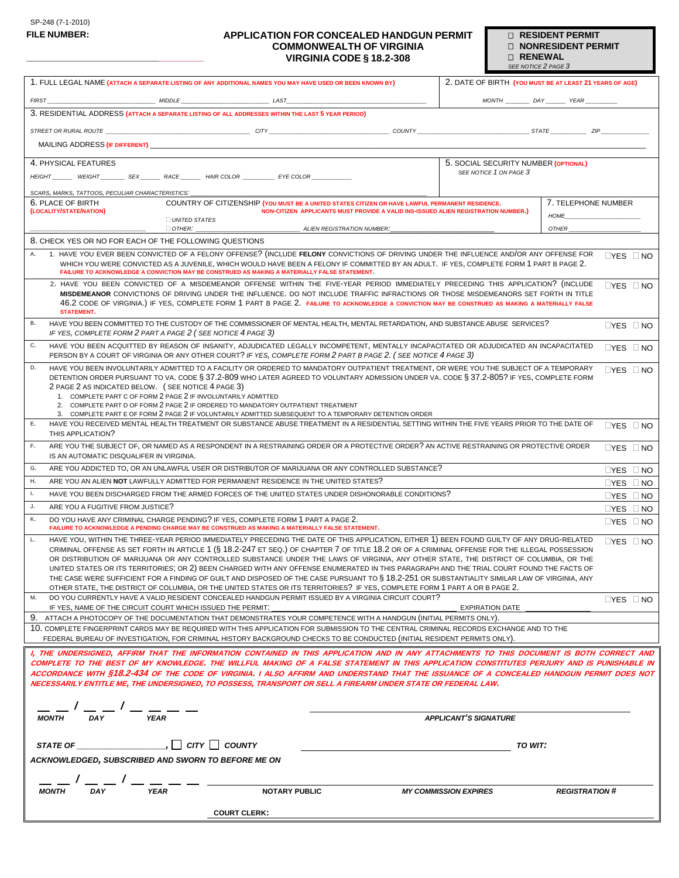SP-248 (7-1-2010)

**FILE NUMBER:** ______________________

# APPLICATION FOR CONCEALED HANDGUN PERMIT
## COMMONWEALTH OF VIRGINIA
## VIRGINIA CODE § 18.2-308

- ☐ **RESIDENT PERMIT**
- ☐ **NONRESIDENT PERMIT**
- ☐ **RENEWAL**

*SEE NOTICE 2 PAGE 3*

---

**1.** FULL LEGAL NAME **(ATTACH A SEPARATE LISTING OF ANY ADDITIONAL NAMES YOU MAY HAVE USED OR BEEN KNOWN BY)**

*FIRST* __________ *MIDDLE* __________ *LAST* __________

**2.** DATE OF BIRTH **(YOU MUST BE AT LEAST 21 YEARS OF AGE)**

*MONTH* ______ *DAY* ______ *YEAR* ______

**3.** RESIDENTIAL ADDRESS **(ATTACH A SEPARATE LISTING OF ALL ADDRESSES WITHIN THE LAST 5 YEAR PERIOD)**

*STREET OR RURAL ROUTE* __________ *CITY* __________ *COUNTY* __________ *STATE* ______ *ZIP* ______

MAILING ADDRESS **(IF DIFFERENT)** __________

**4.** PHYSICAL FEATURES

*HEIGHT* ______ *WEIGHT* ______ *SEX* ______ *RACE* ______ *HAIR COLOR* ______ *EYE COLOR* ______

*SCARS, MARKS, TATTOOS, PECULIAR CHARACTERISTICS:* __________

**5.** SOCIAL SECURITY NUMBER **(OPTIONAL)**

*SEE NOTICE 1 ON PAGE 3*

**6.** PLACE OF BIRTH **(LOCALITY/STATE/NATION)** __________

COUNTRY OF CITIZENSHIP **(YOU MUST BE A UNITED STATES CITIZEN OR HAVE LAWFUL PERMANENT RESIDENCE. NON-CITIZEN APPLICANTS MUST PROVIDE A VALID INS-ISSUED ALIEN REGISTRATION NUMBER.)**

- ☐ *UNITED STATES*
- ☐ *OTHER:* __________ *ALIEN REGISTRATION NUMBER:* __________

**7.** TELEPHONE NUMBER

*HOME* __________
*OTHER* __________

**8.** CHECK YES OR NO FOR EACH OF THE FOLLOWING QUESTIONS

| | Question | Answer |
|---|---|---|
| A. | 1. HAVE YOU EVER BEEN CONVICTED OF A FELONY OFFENSE? (INCLUDE **FELONY** CONVICTIONS OF DRIVING UNDER THE INFLUENCE AND/OR ANY OFFENSE FOR WHICH YOU WERE CONVICTED AS A JUVENILE, WHICH WOULD HAVE BEEN A FELONY IF COMMITTED BY AN ADULT. IF YES, COMPLETE FORM 1 PART B PAGE 2. **FAILURE TO ACKNOWLEDGE A CONVICTION MAY BE CONSTRUED AS MAKING A MATERIALLY FALSE STATEMENT.** | ☐YES ☐NO |
| | 2. HAVE YOU BEEN CONVICTED OF A MISDEMEANOR OFFENSE WITHIN THE FIVE-YEAR PERIOD IMMEDIATELY PRECEDING THIS APPLICATION? (INCLUDE **MISDEMEANOR** CONVICTIONS OF DRIVING UNDER THE INFLUENCE. DO NOT INCLUDE TRAFFIC INFRACTIONS OR THOSE MISDEMEANORS SET FORTH IN TITLE 46.2 CODE OF VIRGINIA.) IF YES, COMPLETE FORM 1 PART B PAGE 2. **FAILURE TO ACKNOWLEDGE A CONVICTION MAY BE CONSTRUED AS MAKING A MATERIALLY FALSE STATEMENT.** | ☐YES ☐NO |
| B. | HAVE YOU BEEN COMMITTED TO THE CUSTODY OF THE COMMISSIONER OF MENTAL HEALTH, MENTAL RETARDATION, AND SUBSTANCE ABUSE SERVICES? *IF YES, COMPLETE FORM 2 PART A PAGE 2 ( SEE NOTICE 4 PAGE 3)* | ☐YES ☐NO |
| C. | HAVE YOU BEEN ACQUITTED BY REASON OF INSANITY, ADJUDICATED LEGALLY INCOMPETENT, MENTALLY INCAPACITATED OR ADJUDICATED AN INCAPACITATED PERSON BY A COURT OF VIRGINIA OR ANY OTHER COURT? *IF YES, COMPLETE FORM 2 PART B PAGE 2. ( SEE NOTICE 4 PAGE 3)* | ☐YES ☐NO |
| D. | HAVE YOU BEEN INVOLUNTARILY ADMITTED TO A FACILITY OR ORDERED TO MANDATORY OUTPATIENT TREATMENT, OR WERE YOU THE SUBJECT OF A TEMPORARY DETENTION ORDER PURSUANT TO VA. CODE § 37.2-809 WHO LATER AGREED TO VOLUNTARY ADMISSION UNDER VA. CODE § 37.2-805? IF YES, COMPLETE FORM 2 PAGE 2 AS INDICATED BELOW. ( SEE NOTICE 4 PAGE 3)<br>1. COMPLETE PART C OF FORM 2 PAGE 2 IF INVOLUNTARILY ADMITTED<br>2. COMPLETE PART D OF FORM 2 PAGE 2 IF ORDERED TO MANDATORY OUTPATIENT TREATMENT<br>3. COMPLETE PART E OF FORM 2 PAGE 2 IF VOLUNTARILY ADMITTED SUBSEQUENT TO A TEMPORARY DETENTION ORDER | ☐YES ☐NO |
| E. | HAVE YOU RECEIVED MENTAL HEALTH TREATMENT OR SUBSTANCE ABUSE TREATMENT IN A RESIDENTIAL SETTING WITHIN THE FIVE YEARS PRIOR TO THE DATE OF THIS APPLICATION? | ☐YES ☐NO |
| F. | ARE YOU THE SUBJECT OF, OR NAMED AS A RESPONDENT IN A RESTRAINING ORDER OR A PROTECTIVE ORDER? AN ACTIVE RESTRAINING OR PROTECTIVE ORDER IS AN AUTOMATIC DISQUALIFER IN VIRGINIA. | ☐YES ☐NO |
| G. | ARE YOU ADDICTED TO, OR AN UNLAWFUL USER OR DISTRIBUTOR OF MARIJUANA OR ANY CONTROLLED SUBSTANCE? | ☐YES ☐NO |
| H. | ARE YOU AN ALIEN **NOT** LAWFULLY ADMITTED FOR PERMANENT RESIDENCE IN THE UNITED STATES? | ☐YES ☐NO |
| I. | HAVE YOU BEEN DISCHARGED FROM THE ARMED FORCES OF THE UNITED STATES UNDER DISHONORABLE CONDITIONS? | ☐YES ☐NO |
| J. | ARE YOU A FUGITIVE FROM JUSTICE? | ☐YES ☐NO |
| K. | DO YOU HAVE ANY CRIMINAL CHARGE PENDING? IF YES, COMPLETE FORM 1 PART A PAGE 2. **FAILURE TO ACKNOWLEDGE A PENDING CHARGE MAY BE CONSTRUED AS MAKING A MATERIALLY FALSE STATEMENT.** | ☐YES ☐NO |
| L. | HAVE YOU, WITHIN THE THREE-YEAR PERIOD IMMEDIATELY PRECEDING THE DATE OF THIS APPLICATION, EITHER 1) BEEN FOUND GUILTY OF ANY DRUG-RELATED CRIMINAL OFFENSE AS SET FORTH IN ARTICLE 1 (§ 18.2-247 ET SEQ.) OF CHAPTER 7 OF TITLE 18.2 OR OF A CRIMINAL OFFENSE FOR THE ILLEGAL POSSESSION OR DISTRIBUTION OF MARIJUANA OR ANY CONTROLLED SUBSTANCE UNDER THE LAWS OF VIRGINIA, ANY OTHER STATE, THE DISTRICT OF COLUMBIA, OR THE UNITED STATES OR ITS TERRITORIES; OR 2) BEEN CHARGED WITH ANY OFFENSE ENUMERATED IN THIS PARAGRAPH AND THE TRIAL COURT FOUND THE FACTS OF THE CASE WERE SUFFICIENT FOR A FINDING OF GUILT AND DISPOSED OF THE CASE PURSUANT TO § 18.2-251 OR SUBSTANTIALITY SIMILAR LAW OF VIRGINIA, ANY OTHER STATE, THE DISTRICT OF COLUMBIA, OR THE UNITED STATES OR ITS TERRITORIES? IF YES, COMPLETE FORM 1 PART A OR B PAGE 2. | ☐YES ☐NO |
| M. | DO YOU CURRENTLY HAVE A VALID RESIDENT CONCEALED HANDGUN PERMIT ISSUED BY A VIRGINIA CIRCUIT COURT?<br>IF YES, NAME OF THE CIRCUIT COURT WHICH ISSUED THE PERMIT: __________ EXPIRATION DATE __________ | ☐YES ☐NO |

**9.** ATTACH A PHOTOCOPY OF THE DOCUMENTATION THAT DEMONSTRATES YOUR COMPETENCE WITH A HANDGUN (INITIAL PERMITS ONLY).

**10.** COMPLETE FINGERPRINT CARDS MAY BE REQUIRED WITH THIS APPLICATION FOR SUBMISSION TO THE CENTRAL CRIMINAL RECORDS EXCHANGE AND TO THE FEDERAL BUREAU OF INVESTIGATION, FOR CRIMINAL HISTORY BACKGROUND CHECKS TO BE CONDUCTED (INITIAL RESIDENT PERMITS ONLY).

***I, THE UNDERSIGNED, AFFIRM THAT THE INFORMATION CONTAINED IN THIS APPLICATION AND IN ANY ATTACHMENTS TO THIS DOCUMENT IS BOTH CORRECT AND COMPLETE TO THE BEST OF MY KNOWLEDGE. THE WILLFUL MAKING OF A FALSE STATEMENT IN THIS APPLICATION CONSTITUTES PERJURY AND IS PUNISHABLE IN ACCORDANCE WITH §18.2-434 OF THE CODE OF VIRGINIA. I ALSO AFFIRM AND UNDERSTAND THAT THE ISSUANCE OF A CONCEALED HANDGUN PERMIT DOES NOT NECESSARILY ENTITLE ME, THE UNDERSIGNED, TO POSSESS, TRANSPORT OR SELL A FIREARM UNDER STATE OR FEDERAL LAW.***

__ __ / __ __ / __ __ __ __
***MONTH DAY YEAR***

______________________
***APPLICANT'S SIGNATURE***

***STATE OF*** __________, ☐ ***CITY*** ☐ ***COUNTY*** __________ ***TO WIT:***

***ACKNOWLEDGED, SUBSCRIBED AND SWORN TO BEFORE ME ON***

__ __ / __ __ / __ __ __ __
***MONTH DAY YEAR***

______________________
**NOTARY PUBLIC** ***MY COMMISSION EXPIRES*** ***REGISTRATION #***

**COURT CLERK:** ______________________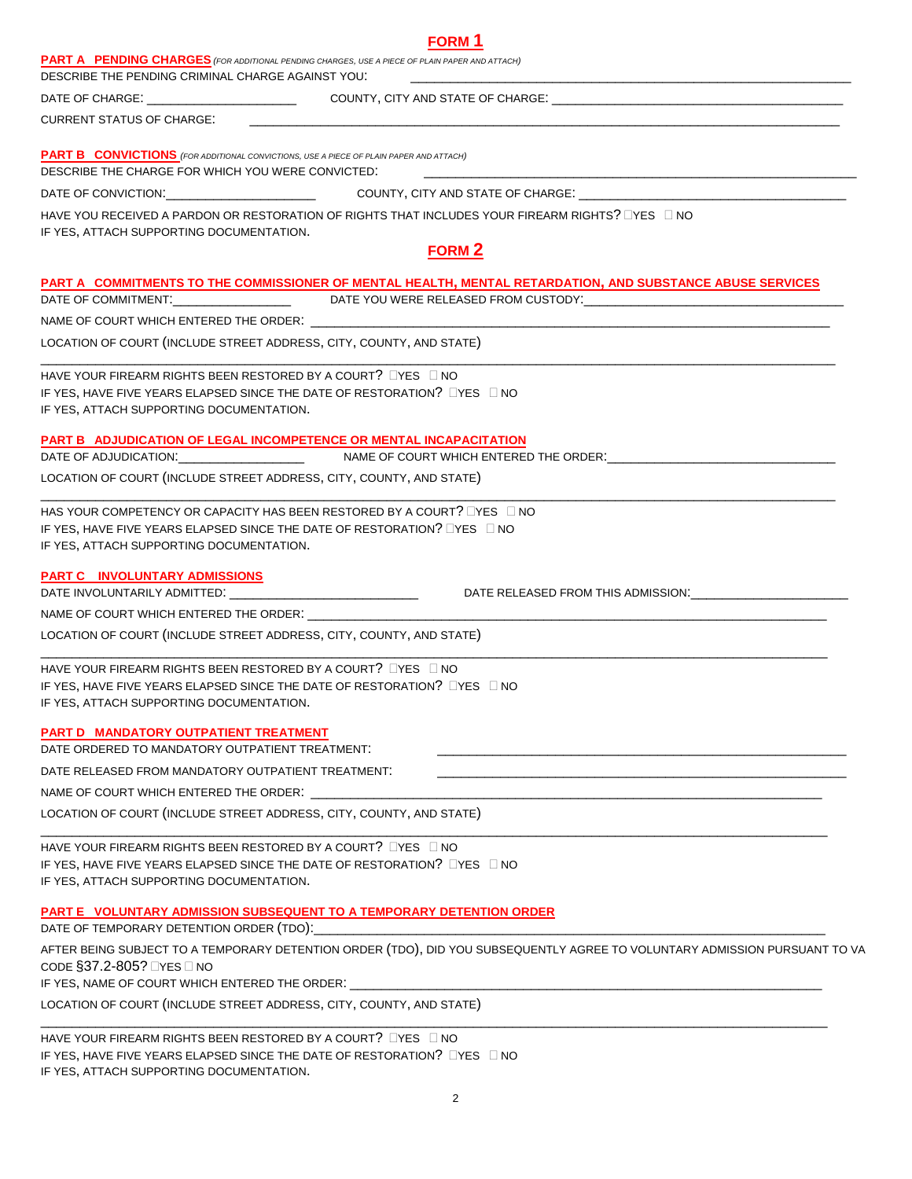## FORM 1

**PART A PENDING CHARGES** *(FOR ADDITIONAL PENDING CHARGES, USE A PIECE OF PLAIN PAPER AND ATTACH)*

DESCRIBE THE PENDING CRIMINAL CHARGE AGAINST YOU: ______________________________

DATE OF CHARGE: ____________________ COUNTY, CITY AND STATE OF CHARGE: ______________________________

CURRENT STATUS OF CHARGE: ______________________________

**PART B CONVICTIONS** *(FOR ADDITIONAL CONVICTIONS, USE A PIECE OF PLAIN PAPER AND ATTACH)*

DESCRIBE THE CHARGE FOR WHICH YOU WERE CONVICTED: ______________________________

DATE OF CONVICTION: ____________________ COUNTY, CITY AND STATE OF CHARGE: ______________________________

HAVE YOU RECEIVED A PARDON OR RESTORATION OF RIGHTS THAT INCLUDES YOUR FIREARM RIGHTS? ☐YES ☐ NO
IF YES, ATTACH SUPPORTING DOCUMENTATION.

## FORM 2

**PART A COMMITMENTS TO THE COMMISSIONER OF MENTAL HEALTH, MENTAL RETARDATION, AND SUBSTANCE ABUSE SERVICES**

DATE OF COMMITMENT: ________________ DATE YOU WERE RELEASED FROM CUSTODY: ______________________________

NAME OF COURT WHICH ENTERED THE ORDER: ______________________________

LOCATION OF COURT (INCLUDE STREET ADDRESS, CITY, COUNTY, AND STATE)

______________________________

HAVE YOUR FIREARM RIGHTS BEEN RESTORED BY A COURT? ☐YES ☐ NO
IF YES, HAVE FIVE YEARS ELAPSED SINCE THE DATE OF RESTORATION? ☐YES ☐ NO
IF YES, ATTACH SUPPORTING DOCUMENTATION.

**PART B ADJUDICATION OF LEGAL INCOMPETENCE OR MENTAL INCAPACITATION**

DATE OF ADJUDICATION: ________________ NAME OF COURT WHICH ENTERED THE ORDER: ______________________________

LOCATION OF COURT (INCLUDE STREET ADDRESS, CITY, COUNTY, AND STATE)

______________________________

HAS YOUR COMPETENCY OR CAPACITY HAS BEEN RESTORED BY A COURT? ☐YES ☐ NO
IF YES, HAVE FIVE YEARS ELAPSED SINCE THE DATE OF RESTORATION? ☐YES ☐ NO
IF YES, ATTACH SUPPORTING DOCUMENTATION.

**PART C INVOLUNTARY ADMISSIONS**

DATE INVOLUNTARILY ADMITTED: ____________________ DATE RELEASED FROM THIS ADMISSION: ____________________

NAME OF COURT WHICH ENTERED THE ORDER: ______________________________

LOCATION OF COURT (INCLUDE STREET ADDRESS, CITY, COUNTY, AND STATE)

______________________________

HAVE YOUR FIREARM RIGHTS BEEN RESTORED BY A COURT? ☐YES ☐ NO
IF YES, HAVE FIVE YEARS ELAPSED SINCE THE DATE OF RESTORATION? ☐YES ☐ NO
IF YES, ATTACH SUPPORTING DOCUMENTATION.

**PART D MANDATORY OUTPATIENT TREATMENT**

DATE ORDERED TO MANDATORY OUTPATIENT TREATMENT: ______________________________

DATE RELEASED FROM MANDATORY OUTPATIENT TREATMENT: ______________________________

NAME OF COURT WHICH ENTERED THE ORDER: ______________________________

LOCATION OF COURT (INCLUDE STREET ADDRESS, CITY, COUNTY, AND STATE)

______________________________

HAVE YOUR FIREARM RIGHTS BEEN RESTORED BY A COURT? ☐YES ☐ NO
IF YES, HAVE FIVE YEARS ELAPSED SINCE THE DATE OF RESTORATION? ☐YES ☐ NO
IF YES, ATTACH SUPPORTING DOCUMENTATION.

**PART E VOLUNTARY ADMISSION SUBSEQUENT TO A TEMPORARY DETENTION ORDER**

DATE OF TEMPORARY DETENTION ORDER (TDO): ______________________________

AFTER BEING SUBJECT TO A TEMPORARY DETENTION ORDER (TDO), DID YOU SUBSEQUENTLY AGREE TO VOLUNTARY ADMISSION PURSUANT TO VA CODE §37.2-805? ☐YES ☐ NO

IF YES, NAME OF COURT WHICH ENTERED THE ORDER: ______________________________

LOCATION OF COURT (INCLUDE STREET ADDRESS, CITY, COUNTY, AND STATE)

______________________________

HAVE YOUR FIREARM RIGHTS BEEN RESTORED BY A COURT? ☐YES ☐ NO
IF YES, HAVE FIVE YEARS ELAPSED SINCE THE DATE OF RESTORATION? ☐YES ☐ NO
IF YES, ATTACH SUPPORTING DOCUMENTATION.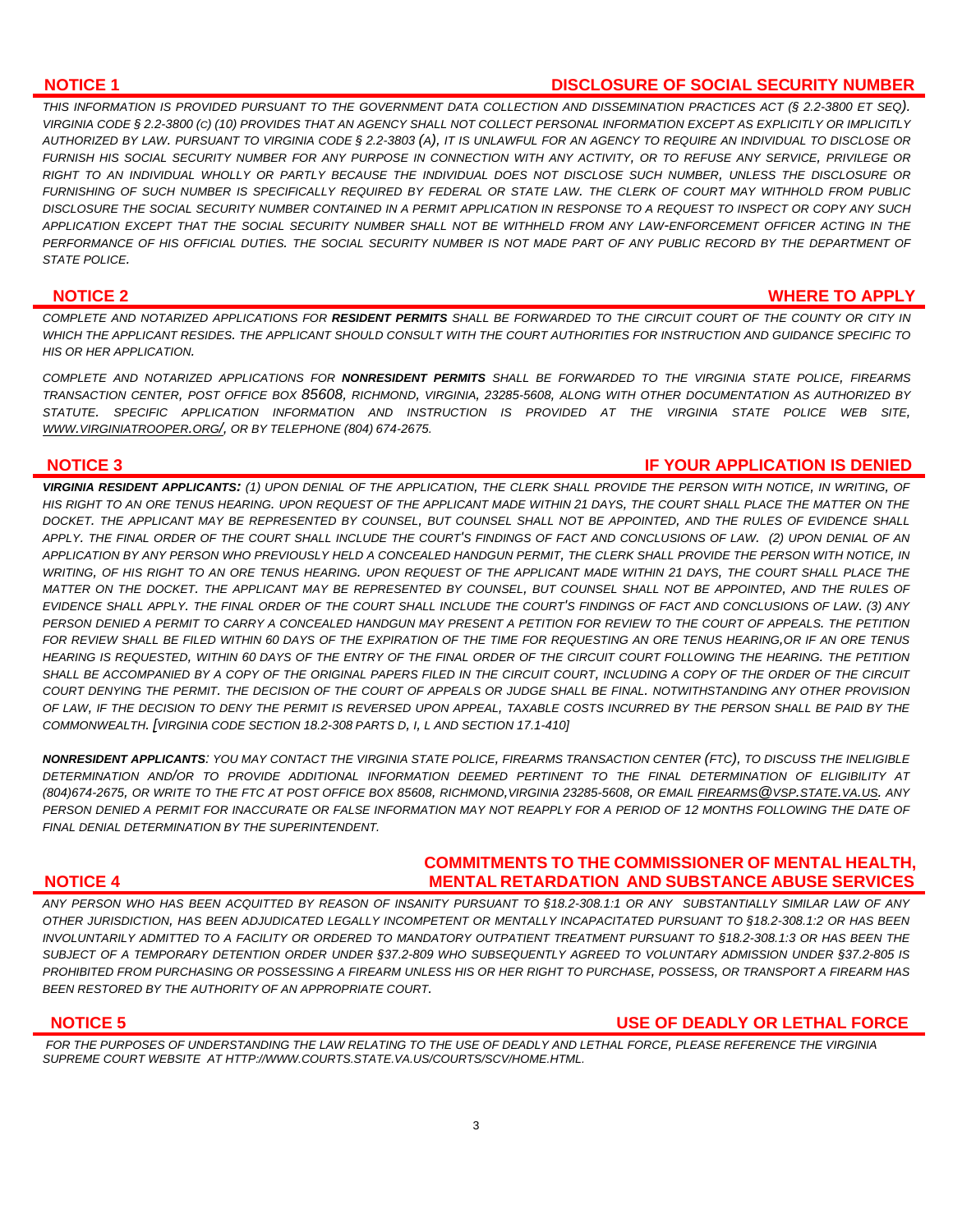## NOTICE 1 — DISCLOSURE OF SOCIAL SECURITY NUMBER

*THIS INFORMATION IS PROVIDED PURSUANT TO THE GOVERNMENT DATA COLLECTION AND DISSEMINATION PRACTICES ACT (§ 2.2-3800 ET SEQ). VIRGINIA CODE § 2.2-3800 (C) (10) PROVIDES THAT AN AGENCY SHALL NOT COLLECT PERSONAL INFORMATION EXCEPT AS EXPLICITLY OR IMPLICITLY AUTHORIZED BY LAW. PURSUANT TO VIRGINIA CODE § 2.2-3803 (A), IT IS UNLAWFUL FOR AN AGENCY TO REQUIRE AN INDIVIDUAL TO DISCLOSE OR FURNISH HIS SOCIAL SECURITY NUMBER FOR ANY PURPOSE IN CONNECTION WITH ANY ACTIVITY, OR TO REFUSE ANY SERVICE, PRIVILEGE OR RIGHT TO AN INDIVIDUAL WHOLLY OR PARTLY BECAUSE THE INDIVIDUAL DOES NOT DISCLOSE SUCH NUMBER, UNLESS THE DISCLOSURE OR FURNISHING OF SUCH NUMBER IS SPECIFICALLY REQUIRED BY FEDERAL OR STATE LAW. THE CLERK OF COURT MAY WITHHOLD FROM PUBLIC DISCLOSURE THE SOCIAL SECURITY NUMBER CONTAINED IN A PERMIT APPLICATION IN RESPONSE TO A REQUEST TO INSPECT OR COPY ANY SUCH APPLICATION EXCEPT THAT THE SOCIAL SECURITY NUMBER SHALL NOT BE WITHHELD FROM ANY LAW-ENFORCEMENT OFFICER ACTING IN THE PERFORMANCE OF HIS OFFICIAL DUTIES. THE SOCIAL SECURITY NUMBER IS NOT MADE PART OF ANY PUBLIC RECORD BY THE DEPARTMENT OF STATE POLICE.*

## NOTICE 2 — WHERE TO APPLY

*COMPLETE AND NOTARIZED APPLICATIONS FOR **RESIDENT PERMITS** SHALL BE FORWARDED TO THE CIRCUIT COURT OF THE COUNTY OR CITY IN WHICH THE APPLICANT RESIDES. THE APPLICANT SHOULD CONSULT WITH THE COURT AUTHORITIES FOR INSTRUCTION AND GUIDANCE SPECIFIC TO HIS OR HER APPLICATION.*

*COMPLETE AND NOTARIZED APPLICATIONS FOR **NONRESIDENT PERMITS** SHALL BE FORWARDED TO THE VIRGINIA STATE POLICE, FIREARMS TRANSACTION CENTER, POST OFFICE BOX 85608, RICHMOND, VIRGINIA, 23285-5608, ALONG WITH OTHER DOCUMENTATION AS AUTHORIZED BY STATUTE. SPECIFIC APPLICATION INFORMATION AND INSTRUCTION IS PROVIDED AT THE VIRGINIA STATE POLICE WEB SITE, WWW.VIRGINIATROOPER.ORG/, OR BY TELEPHONE (804) 674-2675.*

## NOTICE 3 — IF YOUR APPLICATION IS DENIED

***VIRGINIA RESIDENT APPLICANTS:** (1) UPON DENIAL OF THE APPLICATION, THE CLERK SHALL PROVIDE THE PERSON WITH NOTICE, IN WRITING, OF HIS RIGHT TO AN ORE TENUS HEARING. UPON REQUEST OF THE APPLICANT MADE WITHIN 21 DAYS, THE COURT SHALL PLACE THE MATTER ON THE DOCKET. THE APPLICANT MAY BE REPRESENTED BY COUNSEL, BUT COUNSEL SHALL NOT BE APPOINTED, AND THE RULES OF EVIDENCE SHALL APPLY. THE FINAL ORDER OF THE COURT SHALL INCLUDE THE COURT'S FINDINGS OF FACT AND CONCLUSIONS OF LAW. (2) UPON DENIAL OF AN APPLICATION BY ANY PERSON WHO PREVIOUSLY HELD A CONCEALED HANDGUN PERMIT, THE CLERK SHALL PROVIDE THE PERSON WITH NOTICE, IN WRITING, OF HIS RIGHT TO AN ORE TENUS HEARING. UPON REQUEST OF THE APPLICANT MADE WITHIN 21 DAYS, THE COURT SHALL PLACE THE MATTER ON THE DOCKET. THE APPLICANT MAY BE REPRESENTED BY COUNSEL, BUT COUNSEL SHALL NOT BE APPOINTED, AND THE RULES OF EVIDENCE SHALL APPLY. THE FINAL ORDER OF THE COURT SHALL INCLUDE THE COURT'S FINDINGS OF FACT AND CONCLUSIONS OF LAW. (3) ANY PERSON DENIED A PERMIT TO CARRY A CONCEALED HANDGUN MAY PRESENT A PETITION FOR REVIEW TO THE COURT OF APPEALS. THE PETITION FOR REVIEW SHALL BE FILED WITHIN 60 DAYS OF THE EXPIRATION OF THE TIME FOR REQUESTING AN ORE TENUS HEARING,OR IF AN ORE TENUS HEARING IS REQUESTED, WITHIN 60 DAYS OF THE ENTRY OF THE FINAL ORDER OF THE CIRCUIT COURT FOLLOWING THE HEARING. THE PETITION SHALL BE ACCOMPANIED BY A COPY OF THE ORIGINAL PAPERS FILED IN THE CIRCUIT COURT, INCLUDING A COPY OF THE ORDER OF THE CIRCUIT COURT DENYING THE PERMIT. THE DECISION OF THE COURT OF APPEALS OR JUDGE SHALL BE FINAL. NOTWITHSTANDING ANY OTHER PROVISION OF LAW, IF THE DECISION TO DENY THE PERMIT IS REVERSED UPON APPEAL, TAXABLE COSTS INCURRED BY THE PERSON SHALL BE PAID BY THE COMMONWEALTH. [VIRGINIA CODE SECTION 18.2-308 PARTS D, I, L AND SECTION 17.1-410]*

***NONRESIDENT APPLICANTS**: YOU MAY CONTACT THE VIRGINIA STATE POLICE, FIREARMS TRANSACTION CENTER (FTC), TO DISCUSS THE INELIGIBLE DETERMINATION AND/OR TO PROVIDE ADDITIONAL INFORMATION DEEMED PERTINENT TO THE FINAL DETERMINATION OF ELIGIBILITY AT (804)674-2675, OR WRITE TO THE FTC AT POST OFFICE BOX 85608, RICHMOND,VIRGINIA 23285-5608, OR EMAIL FIREARMS@VSP.STATE.VA.US. ANY PERSON DENIED A PERMIT FOR INACCURATE OR FALSE INFORMATION MAY NOT REAPPLY FOR A PERIOD OF 12 MONTHS FOLLOWING THE DATE OF FINAL DENIAL DETERMINATION BY THE SUPERINTENDENT.*

## NOTICE 4 — COMMITMENTS TO THE COMMISSIONER OF MENTAL HEALTH, MENTAL RETARDATION AND SUBSTANCE ABUSE SERVICES

*ANY PERSON WHO HAS BEEN ACQUITTED BY REASON OF INSANITY PURSUANT TO §18.2-308.1:1 OR ANY SUBSTANTIALLY SIMILAR LAW OF ANY OTHER JURISDICTION, HAS BEEN ADJUDICATED LEGALLY INCOMPETENT OR MENTALLY INCAPACITATED PURSUANT TO §18.2-308.1:2 OR HAS BEEN INVOLUNTARILY ADMITTED TO A FACILITY OR ORDERED TO MANDATORY OUTPATIENT TREATMENT PURSUANT TO §18.2-308.1:3 OR HAS BEEN THE SUBJECT OF A TEMPORARY DETENTION ORDER UNDER §37.2-809 WHO SUBSEQUENTLY AGREED TO VOLUNTARY ADMISSION UNDER §37.2-805 IS PROHIBITED FROM PURCHASING OR POSSESSING A FIREARM UNLESS HIS OR HER RIGHT TO PURCHASE, POSSESS, OR TRANSPORT A FIREARM HAS BEEN RESTORED BY THE AUTHORITY OF AN APPROPRIATE COURT.*

## NOTICE 5 — USE OF DEADLY OR LETHAL FORCE

*FOR THE PURPOSES OF UNDERSTANDING THE LAW RELATING TO THE USE OF DEADLY AND LETHAL FORCE, PLEASE REFERENCE THE VIRGINIA SUPREME COURT WEBSITE AT HTTP://WWW.COURTS.STATE.VA.US/COURTS/SCV/HOME.HTML.*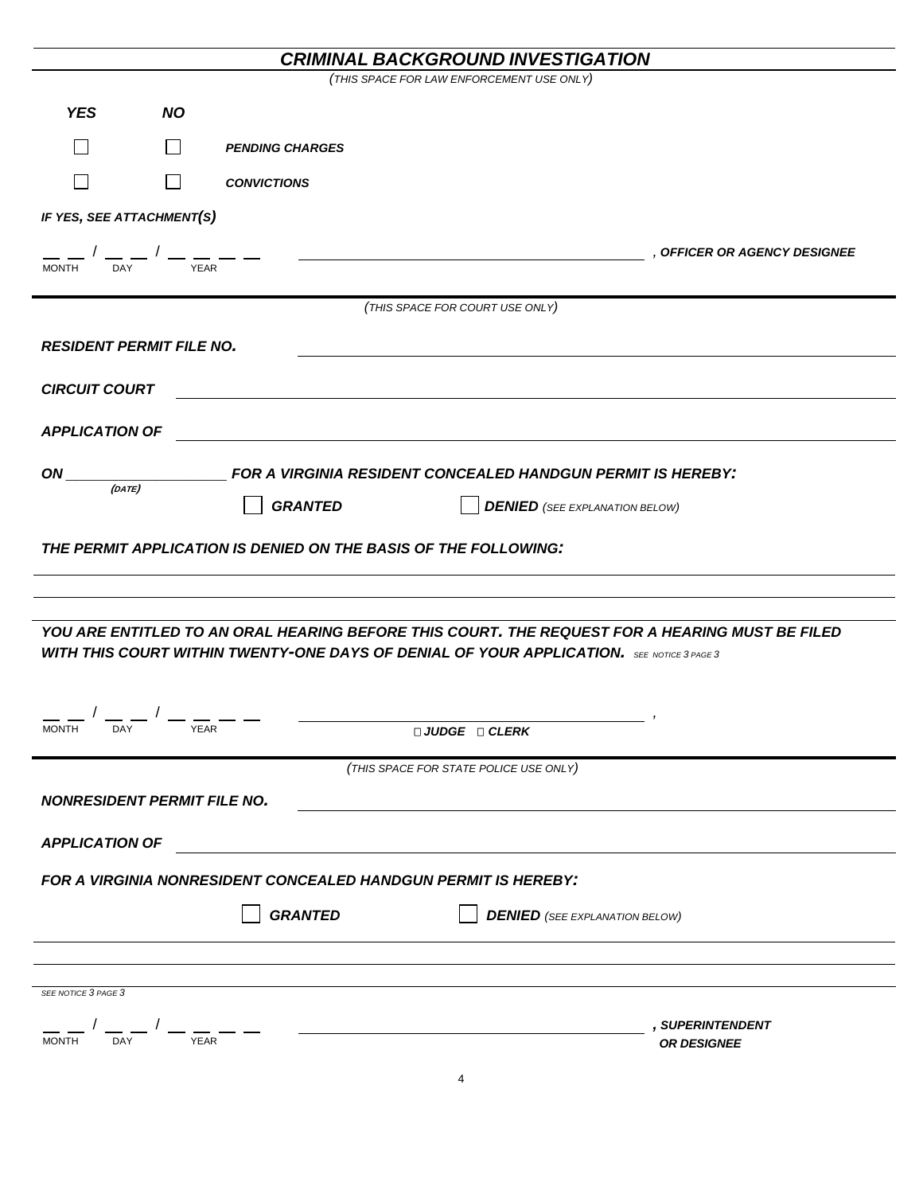## *CRIMINAL BACKGROUND INVESTIGATION*

*(THIS SPACE FOR LAW ENFORCEMENT USE ONLY)*

| YES | NO | |
|---|---|---|
| ☐ | ☐ | PENDING CHARGES |
| ☐ | ☐ | CONVICTIONS |

*IF YES, SEE ATTACHMENT(S)*

__ __ / __ __ / __ __ __ __
MONTH DAY YEAR

______________________________________, *OFFICER OR AGENCY DESIGNEE*

---

*(THIS SPACE FOR COURT USE ONLY)*

*RESIDENT PERMIT FILE NO.* ______________________________________

*CIRCUIT COURT* ______________________________________

*APPLICATION OF* ______________________________________

*ON* ____________________ *FOR A VIRGINIA RESIDENT CONCEALED HANDGUN PERMIT IS HEREBY:*
*(DATE)*

☐ *GRANTED* ☐ *DENIED (SEE EXPLANATION BELOW)*

*THE PERMIT APPLICATION IS DENIED ON THE BASIS OF THE FOLLOWING:*

______________________________________

______________________________________

______________________________________

*YOU ARE ENTITLED TO AN ORAL HEARING BEFORE THIS COURT. THE REQUEST FOR A HEARING MUST BE FILED WITH THIS COURT WITHIN TWENTY-ONE DAYS OF DENIAL OF YOUR APPLICATION.* *SEE NOTICE 3 PAGE 3*

__ __ / __ __ / __ __ __ __
MONTH DAY YEAR

______________________________________,
☐ *JUDGE* ☐ *CLERK*

---

*(THIS SPACE FOR STATE POLICE USE ONLY)*

*NONRESIDENT PERMIT FILE NO.* ______________________________________

*APPLICATION OF* ______________________________________

*FOR A VIRGINIA NONRESIDENT CONCEALED HANDGUN PERMIT IS HEREBY:*

☐ *GRANTED* ☐ *DENIED (SEE EXPLANATION BELOW)*

______________________________________

______________________________________

______________________________________

*SEE NOTICE 3 PAGE 3*

__ __ / __ __ / __ __ __ __
MONTH DAY YEAR

______________________________________, *SUPERINTENDENT OR DESIGNEE*